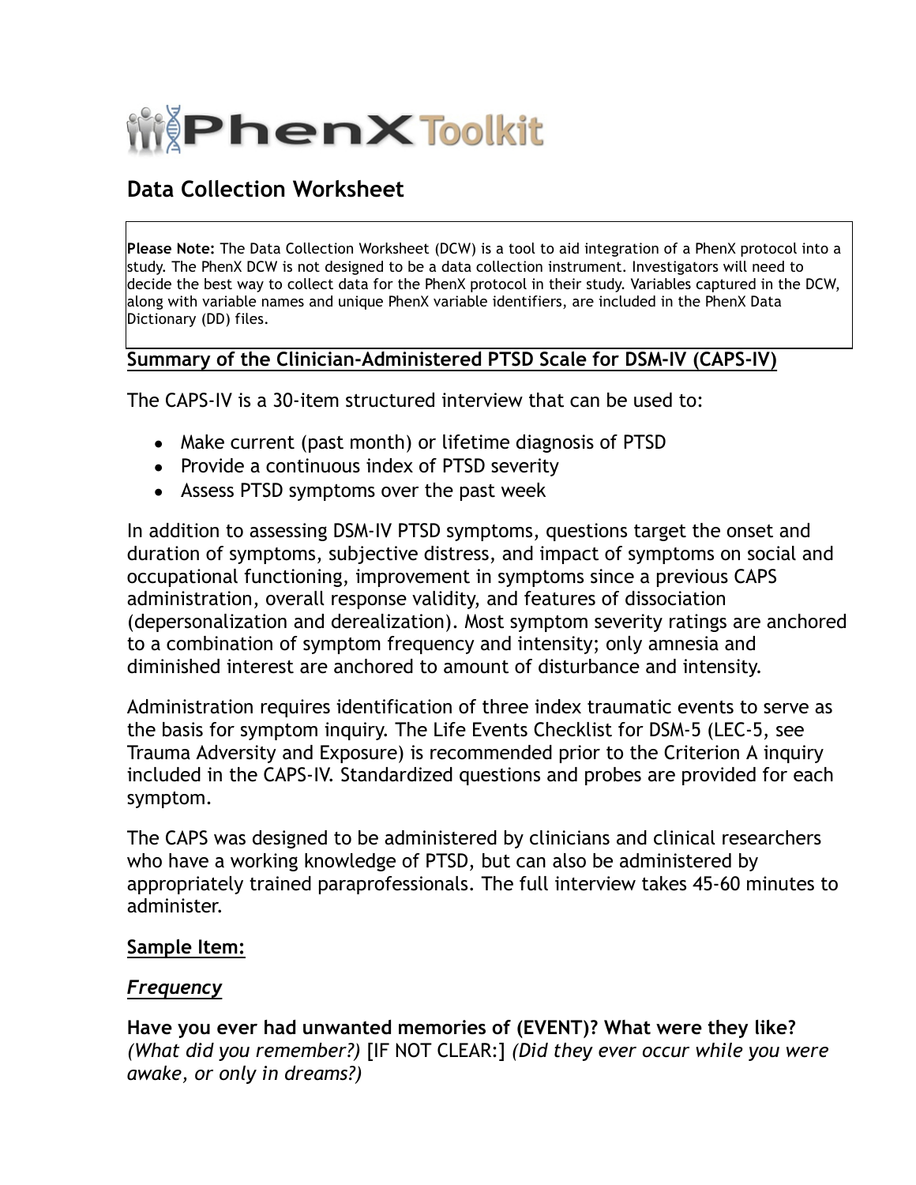# PhenX Toolkit

## Data Collection Worksheet

**Please Note:** The Data Collection Worksheet (DCW) is a tool to aid integration of a PhenX protocol into a study. The PhenX DCW is not designed to be a data collection instrument. Investigators will need to decide the best way to collect data for the PhenX protocol in their study. Variables captured in the DCW, along with variable names and unique PhenX variable identifiers, are included in the PhenX Data Dictionary (DD) files.

### Summary of the Clinician-Administered PTSD Scale for DSM-IV (CAPS-IV)

The CAPS-IV is a 30-item structured interview that can be used to:

- Make current (past month) or lifetime diagnosis of PTSD
- Provide a continuous index of PTSD severity
- Assess PTSD symptoms over the past week

In addition to assessing DSM-IV PTSD symptoms, questions target the onset and duration of symptoms, subjective distress, and impact of symptoms on social and occupational functioning, improvement in symptoms since a previous CAPS administration, overall response validity, and features of dissociation (depersonalization and derealization). Most symptom severity ratings are anchored to a combination of symptom frequency and intensity; only amnesia and diminished interest are anchored to amount of disturbance and intensity.

Administration requires identification of three index traumatic events to serve as the basis for symptom inquiry. The Life Events Checklist for DSM-5 (LEC-5, see Trauma Adversity and Exposure) is recommended prior to the Criterion A inquiry included in the CAPS-IV. Standardized questions and probes are provided for each symptom.

The CAPS was designed to be administered by clinicians and clinical researchers who have a working knowledge of PTSD, but can also be administered by appropriately trained paraprofessionals. The full interview takes 45-60 minutes to administer.

### Sample Item:

#### *Frequency*

**Have you ever had unwanted memories of (EVENT)? What were they like?** *(What did you remember?)* [IF NOT CLEAR:] *(Did they ever occur while you were awake, or only in dreams?)*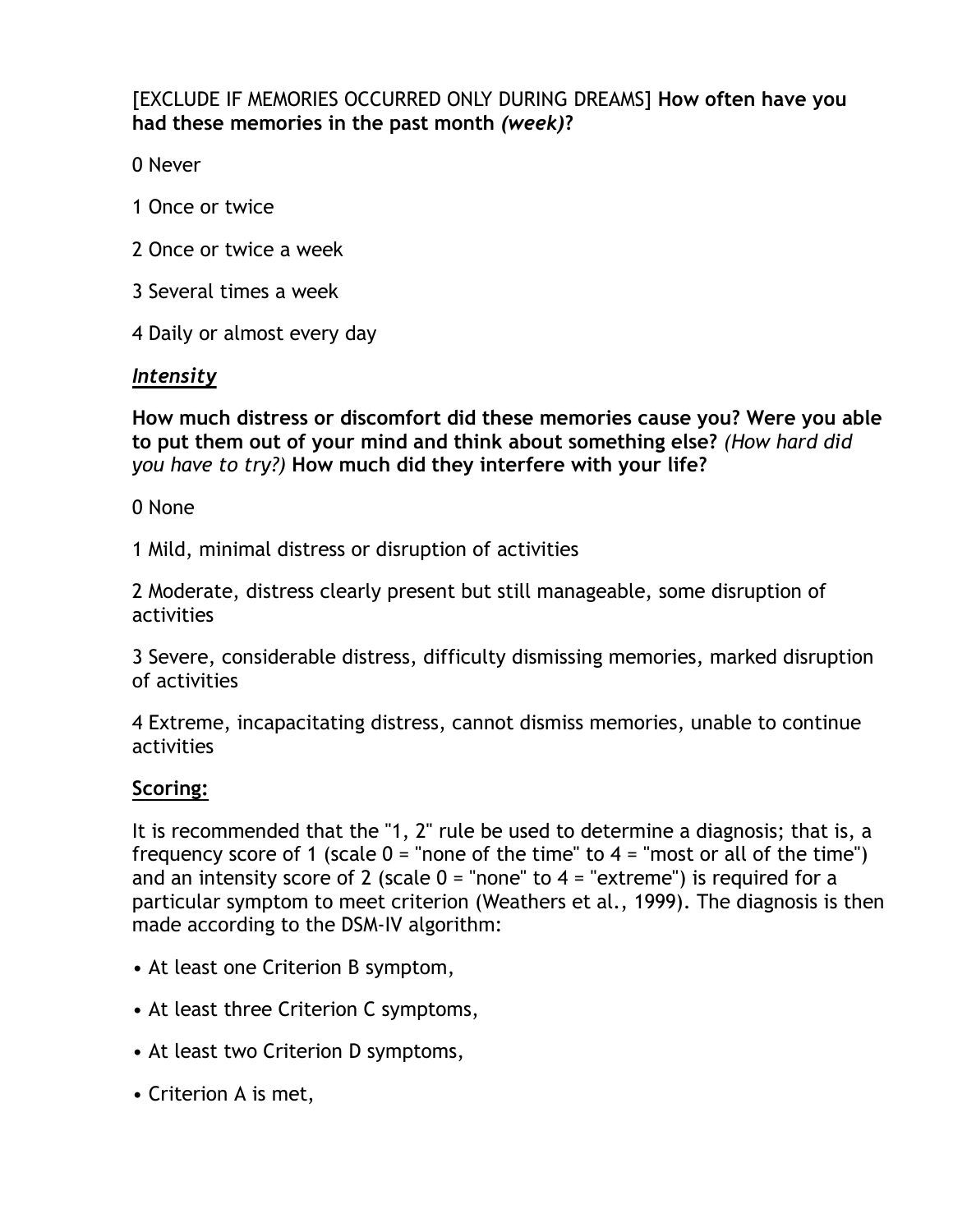[EXCLUDE IF MEMORIES OCCURRED ONLY DURING DREAMS] **How often have you had these memories in the past month *(week)*?**

0 Never

1 Once or twice

2 Once or twice a week

3 Several times a week

4 Daily or almost every day

***Intensity***

**How much distress or discomfort did these memories cause you? Were you able to put them out of your mind and think about something else?** *(How hard did you have to try?)* **How much did they interfere with your life?**

0 None

1 Mild, minimal distress or disruption of activities

2 Moderate, distress clearly present but still manageable, some disruption of activities

3 Severe, considerable distress, difficulty dismissing memories, marked disruption of activities

4 Extreme, incapacitating distress, cannot dismiss memories, unable to continue activities

**Scoring:**

It is recommended that the "1, 2" rule be used to determine a diagnosis; that is, a frequency score of 1 (scale 0 = "none of the time" to 4 = "most or all of the time") and an intensity score of 2 (scale 0 = "none" to 4 = "extreme") is required for a particular symptom to meet criterion (Weathers et al., 1999). The diagnosis is then made according to the DSM-IV algorithm:

- At least one Criterion B symptom,
- At least three Criterion C symptoms,
- At least two Criterion D symptoms,
- Criterion A is met,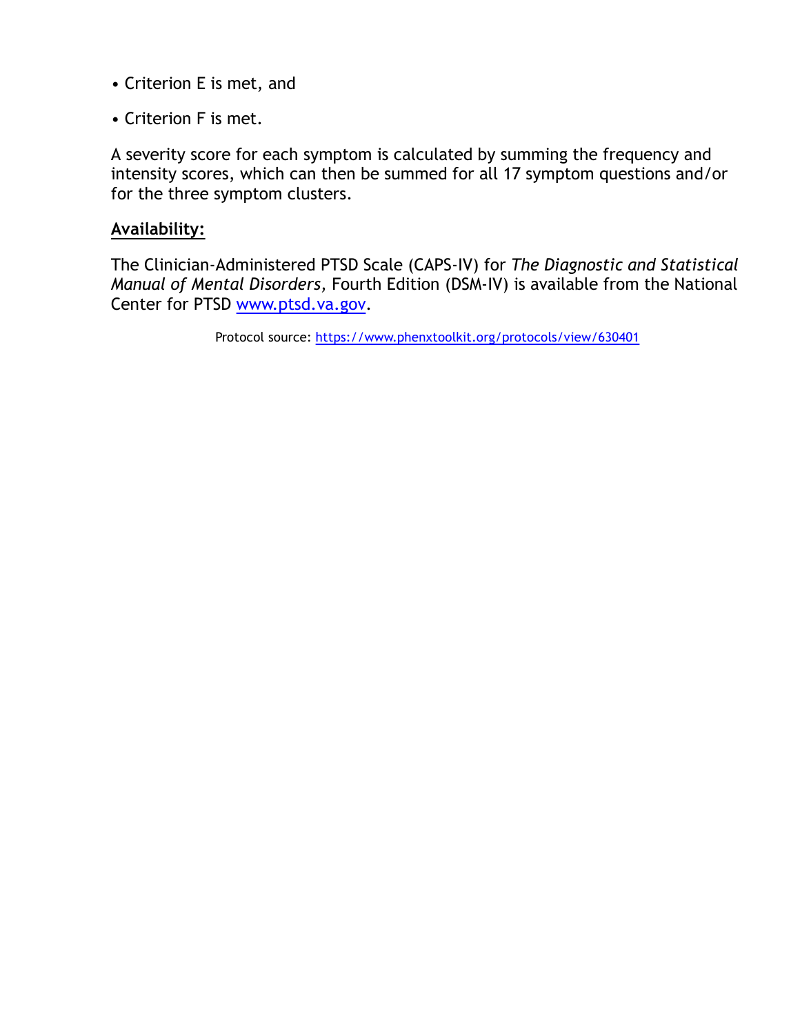- Criterion E is met, and
- Criterion F is met.

A severity score for each symptom is calculated by summing the frequency and intensity scores, which can then be summed for all 17 symptom questions and/or for the three symptom clusters.

**Availability:**

The Clinician-Administered PTSD Scale (CAPS-IV) for *The Diagnostic and Statistical Manual of Mental Disorders,* Fourth Edition (DSM-IV) is available from the National Center for PTSD [www.ptsd.va.gov](www.ptsd.va.gov).

Protocol source: https://www.phenxtoolkit.org/protocols/view/630401